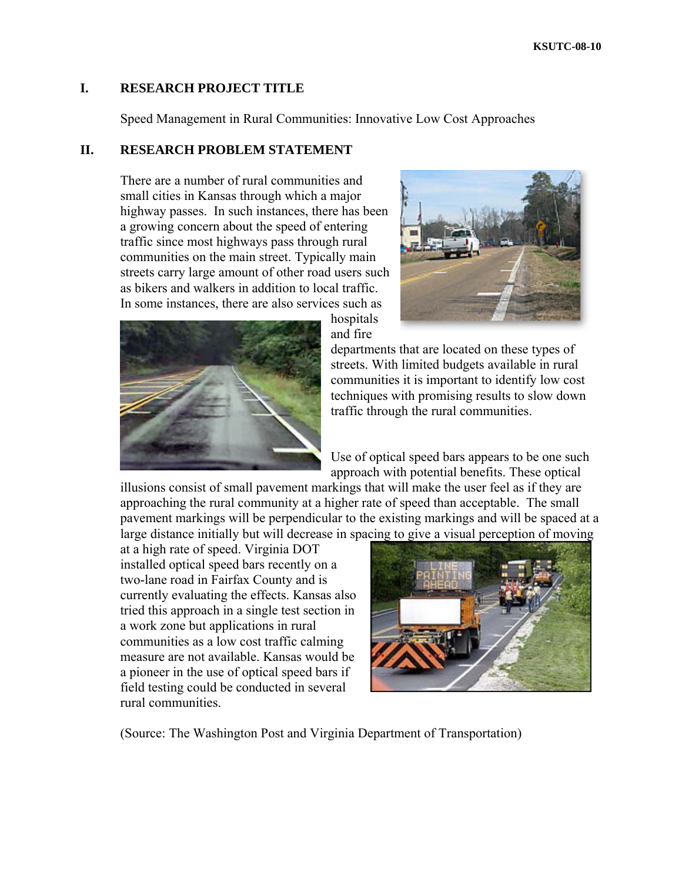## I. RESEARCH PROJECT TITLE

Speed Management in Rural Communities: Innovative Low Cost Approaches

## II. RESEARCH PROBLEM STATEMENT

There are a number of rural communities and small cities in Kansas through which a major highway passes. In such instances, there has been a growing concern about the speed of entering traffic since most highways pass through rural communities on the main street. Typically main streets carry large amount of other road users such as bikers and walkers in addition to local traffic. In some instances, there are also services such as hospitals and fire departments that are located on these types of streets. With limited budgets available in rural communities it is important to identify low cost techniques with promising results to slow down traffic through the rural communities.

Use of optical speed bars appears to be one such approach with potential benefits. These optical illusions consist of small pavement markings that will make the user feel as if they are approaching the rural community at a higher rate of speed than acceptable. The small pavement markings will be perpendicular to the existing markings and will be spaced at a large distance initially but will decrease in spacing to give a visual perception of moving at a high rate of speed. Virginia DOT installed optical speed bars recently on a two-lane road in Fairfax County and is currently evaluating the effects. Kansas also tried this approach in a single test section in a work zone but applications in rural communities as a low cost traffic calming measure are not available. Kansas would be a pioneer in the use of optical speed bars if field testing could be conducted in several rural communities.

(Source: The Washington Post and Virginia Department of Transportation)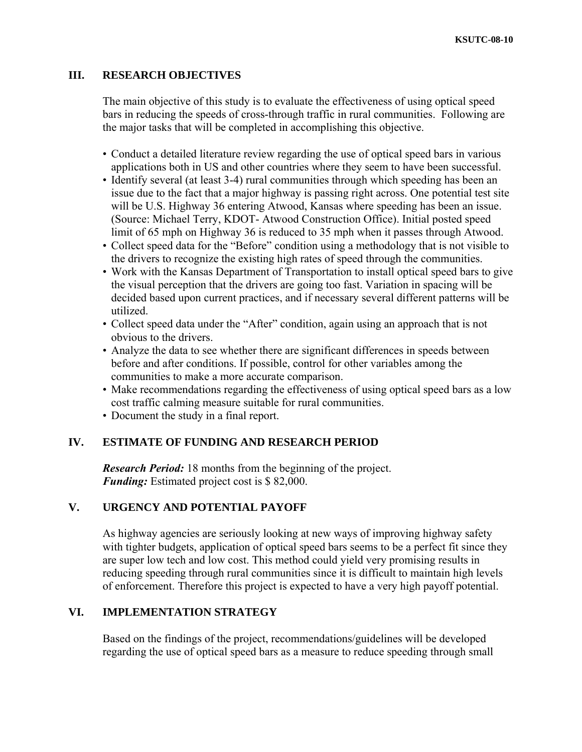## III. RESEARCH OBJECTIVES

The main objective of this study is to evaluate the effectiveness of using optical speed bars in reducing the speeds of cross-through traffic in rural communities. Following are the major tasks that will be completed in accomplishing this objective.

- Conduct a detailed literature review regarding the use of optical speed bars in various applications both in US and other countries where they seem to have been successful.
- Identify several (at least 3-4) rural communities through which speeding has been an issue due to the fact that a major highway is passing right across. One potential test site will be U.S. Highway 36 entering Atwood, Kansas where speeding has been an issue. (Source: Michael Terry, KDOT- Atwood Construction Office). Initial posted speed limit of 65 mph on Highway 36 is reduced to 35 mph when it passes through Atwood.
- Collect speed data for the "Before" condition using a methodology that is not visible to the drivers to recognize the existing high rates of speed through the communities.
- Work with the Kansas Department of Transportation to install optical speed bars to give the visual perception that the drivers are going too fast. Variation in spacing will be decided based upon current practices, and if necessary several different patterns will be utilized.
- Collect speed data under the "After" condition, again using an approach that is not obvious to the drivers.
- Analyze the data to see whether there are significant differences in speeds between before and after conditions. If possible, control for other variables among the communities to make a more accurate comparison.
- Make recommendations regarding the effectiveness of using optical speed bars as a low cost traffic calming measure suitable for rural communities.
- Document the study in a final report.

## IV. ESTIMATE OF FUNDING AND RESEARCH PERIOD

***Research Period:*** 18 months from the beginning of the project.
***Funding:*** Estimated project cost is $ 82,000.

## V. URGENCY AND POTENTIAL PAYOFF

As highway agencies are seriously looking at new ways of improving highway safety with tighter budgets, application of optical speed bars seems to be a perfect fit since they are super low tech and low cost. This method could yield very promising results in reducing speeding through rural communities since it is difficult to maintain high levels of enforcement. Therefore this project is expected to have a very high payoff potential.

## VI. IMPLEMENTATION STRATEGY

Based on the findings of the project, recommendations/guidelines will be developed regarding the use of optical speed bars as a measure to reduce speeding through small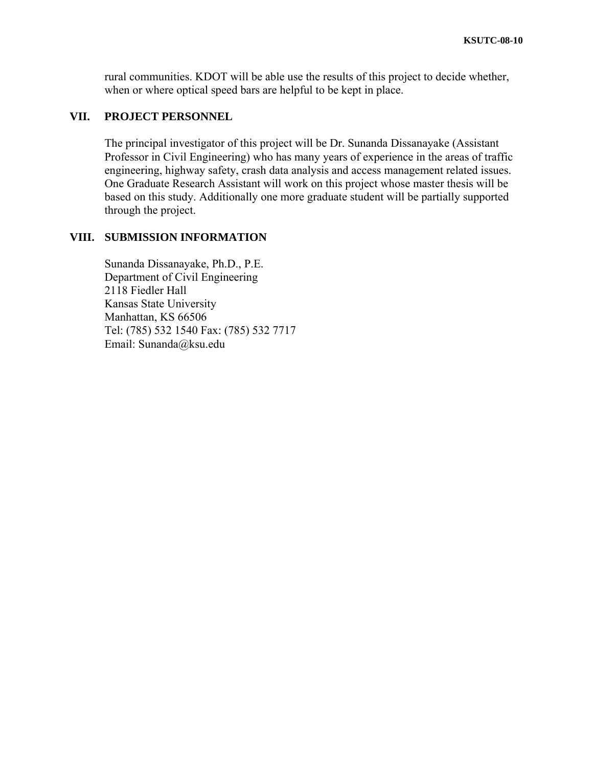rural communities. KDOT will be able use the results of this project to decide whether, when or where optical speed bars are helpful to be kept in place.

## VII. PROJECT PERSONNEL

The principal investigator of this project will be Dr. Sunanda Dissanayake (Assistant Professor in Civil Engineering) who has many years of experience in the areas of traffic engineering, highway safety, crash data analysis and access management related issues. One Graduate Research Assistant will work on this project whose master thesis will be based on this study. Additionally one more graduate student will be partially supported through the project.

## VIII. SUBMISSION INFORMATION

Sunanda Dissanayake, Ph.D., P.E.
Department of Civil Engineering
2118 Fiedler Hall
Kansas State University
Manhattan, KS 66506
Tel: (785) 532 1540 Fax: (785) 532 7717
Email: Sunanda@ksu.edu